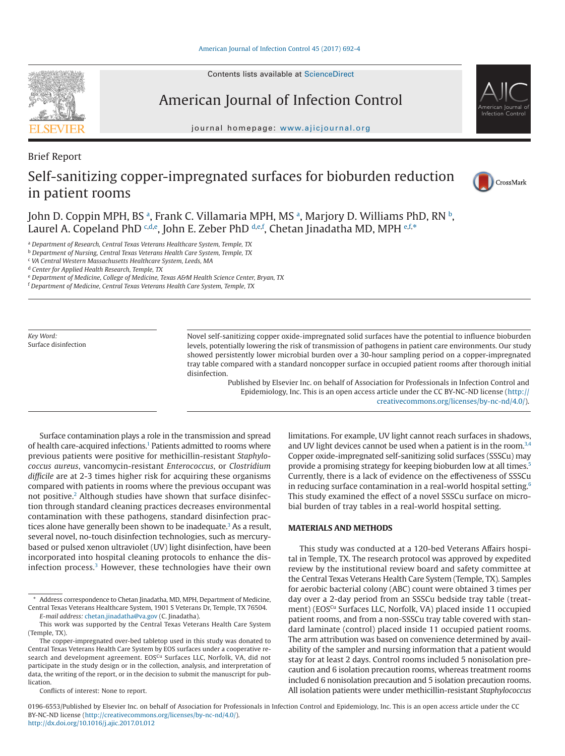Brief Report

# Self-sanitizing copper-impregnated surfaces for bioburden reduction in patient rooms

John D. Coppin MPH, BS [a], Frank C. Villamaria MPH, MS [a], Marjory D. Williams PhD, RN [b], Laurel A. Copeland PhD [c,d,e], John E. Zeber PhD [d,e,f], Chetan Jinadatha MD, MPH [e,f,*]

[a] Department of Research, Central Texas Veterans Healthcare System, Temple, TX
[b] Department of Nursing, Central Texas Veterans Health Care System, Temple, TX
[c] VA Central Western Massachusetts Healthcare System, Leeds, MA
[d] Center for Applied Health Research, Temple, TX
[e] Department of Medicine, College of Medicine, Texas A&M Health Science Center, Bryan, TX
[f] Department of Medicine, Central Texas Veterans Health Care System, Temple, TX

*Key Word:*
Surface disinfection

Novel self-sanitizing copper oxide-impregnated solid surfaces have the potential to influence bioburden levels, potentially lowering the risk of transmission of pathogens in patient care environments. Our study showed persistently lower microbial burden over a 30-hour sampling period on a copper-impregnated tray table compared with a standard noncopper surface in occupied patient rooms after thorough initial disinfection.

Published by Elsevier Inc. on behalf of Association for Professionals in Infection Control and Epidemiology, Inc. This is an open access article under the CC BY-NC-ND license (http://creativecommons.org/licenses/by-nc-nd/4.0/).

Surface contamination plays a role in the transmission and spread of health care-acquired infections.[1] Patients admitted to rooms where previous patients were positive for methicillin-resistant *Staphylococcus aureus*, vancomycin-resistant *Enterococcus*, or *Clostridium difficile* are at 2-3 times higher risk for acquiring these organisms compared with patients in rooms where the previous occupant was not positive.[2] Although studies have shown that surface disinfection through standard cleaning practices decreases environmental contamination with these pathogens, standard disinfection practices alone have generally been shown to be inadequate.[3] As a result, several novel, no-touch disinfection technologies, such as mercury-based or pulsed xenon ultraviolet (UV) light disinfection, have been incorporated into hospital cleaning protocols to enhance the disinfection process.[3] However, these technologies have their own limitations. For example, UV light cannot reach surfaces in shadows, and UV light devices cannot be used when a patient is in the room.[3,4] Copper oxide-impregnated self-sanitizing solid surfaces (SSSCu) may provide a promising strategy for keeping bioburden low at all times.[5] Currently, there is a lack of evidence on the effectiveness of SSSCu in reducing surface contamination in a real-world hospital setting.[6] This study examined the effect of a novel SSSCu surface on microbial burden of tray tables in a real-world hospital setting.

## MATERIALS AND METHODS

This study was conducted at a 120-bed Veterans Affairs hospital in Temple, TX. The research protocol was approved by expedited review by the institutional review board and safety committee at the Central Texas Veterans Health Care System (Temple, TX). Samples for aerobic bacterial colony (ABC) count were obtained 3 times per day over a 2-day period from an SSSCu bedside tray table (treatment) (EOS[Cu] Surfaces LLC, Norfolk, VA) placed inside 11 occupied patient rooms, and from a non-SSSCu tray table covered with standard laminate (control) placed inside 11 occupied patient rooms. The arm attribution was based on convenience determined by availability of the sampler and nursing information that a patient would stay for at least 2 days. Control rooms included 5 nonisolation precaution and 6 isolation precaution rooms, whereas treatment rooms included 6 nonisolation precaution and 5 isolation precaution rooms. All isolation patients were under methicillin-resistant *Staphylococcus*

---

\* Address correspondence to Chetan Jinadatha, MD, MPH, Department of Medicine, Central Texas Veterans Healthcare System, 1901 S Veterans Dr, Temple, TX 76504.
*E-mail address:* chetan.jinadatha@va.gov (C. Jinadatha).

This work was supported by the Central Texas Veterans Health Care System (Temple, TX).

The copper-impregnated over-bed tabletop used in this study was donated to Central Texas Veterans Health Care System by EOS surfaces under a cooperative research and development agreement. EOS[Cu] Surfaces LLC, Norfolk, VA, did not participate in the study design or in the collection, analysis, and interpretation of data, the writing of the report, or in the decision to submit the manuscript for publication.

Conflicts of interest: None to report.

0196-6553/Published by Elsevier Inc. on behalf of Association for Professionals in Infection Control and Epidemiology, Inc. This is an open access article under the CC BY-NC-ND license (http://creativecommons.org/licenses/by-nc-nd/4.0/).
http://dx.doi.org/10.1016/j.ajic.2017.01.012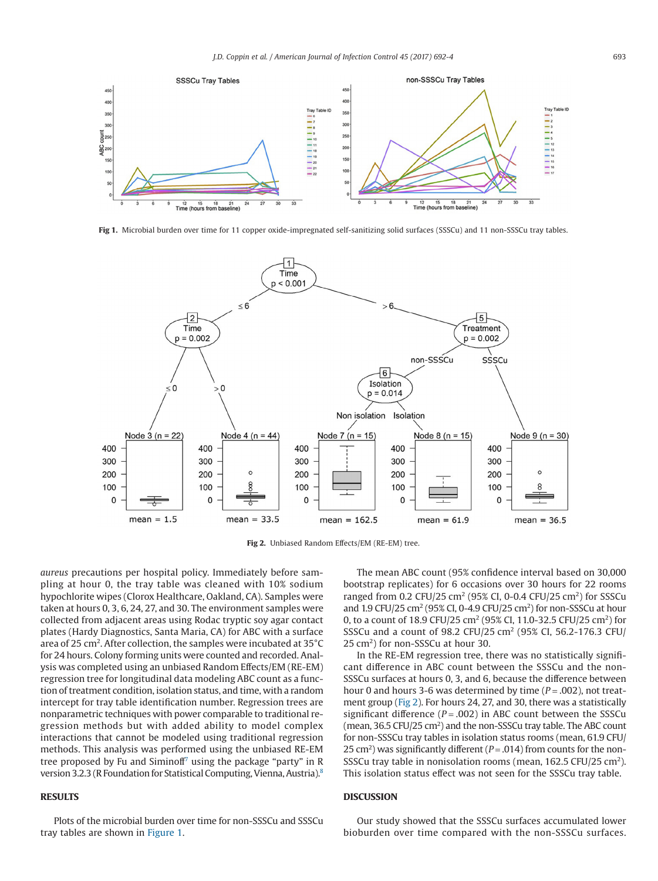Fig 1. Microbial burden over time for 11 copper oxide-impregnated self-sanitizing solid surfaces (SSSCu) and 11 non-SSSCu tray tables.

Fig 2. Unbiased Random Effects/EM (RE-EM) tree.

*aureus* precautions per hospital policy. Immediately before sampling at hour 0, the tray table was cleaned with 10% sodium hypochlorite wipes (Clorox Healthcare, Oakland, CA). Samples were taken at hours 0, 3, 6, 24, 27, and 30. The environment samples were collected from adjacent areas using Rodac tryptic soy agar contact plates (Hardy Diagnostics, Santa Maria, CA) for ABC with a surface area of 25 cm$^2$. After collection, the samples were incubated at 35°C for 24 hours. Colony forming units were counted and recorded. Analysis was completed using an unbiased Random Effects/EM (RE-EM) regression tree for longitudinal data modeling ABC count as a function of treatment condition, isolation status, and time, with a random intercept for tray table identification number. Regression trees are nonparametric techniques with power comparable to traditional regression methods but with added ability to model complex interactions that cannot be modeled using traditional regression methods. This analysis was performed using the unbiased RE-EM tree proposed by Fu and Simonoff[7] using the package "party" in R version 3.2.3 (R Foundation for Statistical Computing, Vienna, Austria).[8]

## RESULTS

Plots of the microbial burden over time for non-SSSCu and SSSCu tray tables are shown in Figure 1.

The mean ABC count (95% confidence interval based on 30,000 bootstrap replicates) for 6 occasions over 30 hours for 22 rooms ranged from 0.2 CFU/25 cm$^2$ (95% CI, 0-0.4 CFU/25 cm$^2$) for SSSCu and 1.9 CFU/25 cm$^2$ (95% CI, 0-4.9 CFU/25 cm$^2$) for non-SSSCu at hour 0, to a count of 18.9 CFU/25 cm$^2$ (95% CI, 11.0-32.5 CFU/25 cm$^2$) for SSSCu and a count of 98.2 CFU/25 cm$^2$ (95% CI, 56.2-176.3 CFU/25 cm$^2$) for non-SSSCu at hour 30.

In the RE-EM regression tree, there was no statistically significant difference in ABC count between the SSSCu and the non-SSSCu surfaces at hours 0, 3, and 6, because the difference between hour 0 and hours 3-6 was determined by time ($P = .002$), not treatment group (Fig 2). For hours 24, 27, and 30, there was a statistically significant difference ($P = .002$) in ABC count between the SSSCu (mean, 36.5 CFU/25 cm$^2$) and the non-SSSCu tray table. The ABC count for non-SSSCu tray tables in isolation status rooms (mean, 61.9 CFU/25 cm$^2$) was significantly different ($P = .014$) from counts for the non-SSSCu tray table in nonisolation rooms (mean, 162.5 CFU/25 cm$^2$). This isolation status effect was not seen for the SSSCu tray table.

## DISCUSSION

Our study showed that the SSSCu surfaces accumulated lower bioburden over time compared with the non-SSSCu surfaces.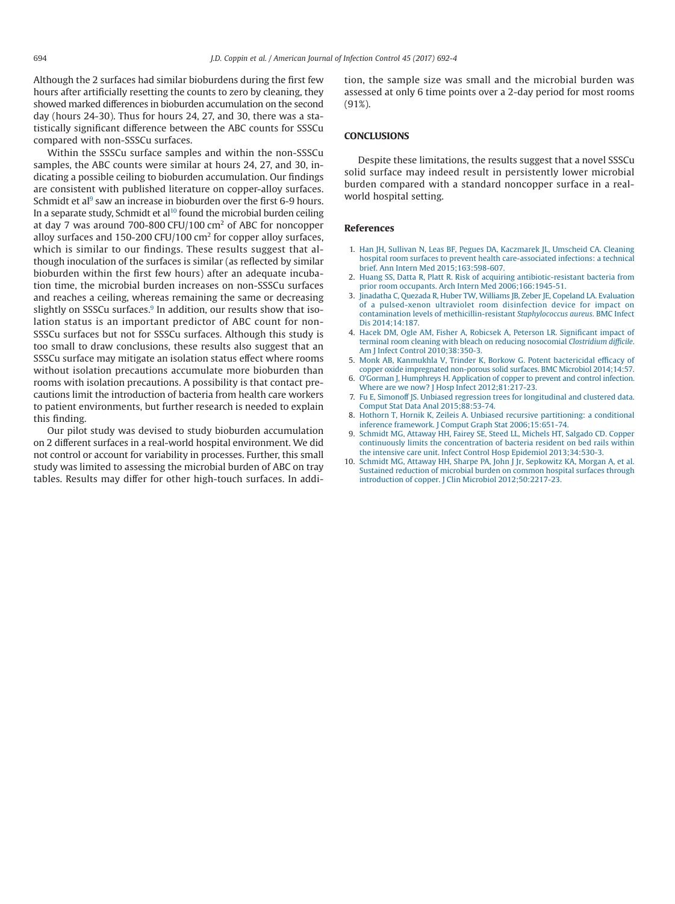Although the 2 surfaces had similar bioburdens during the first few hours after artificially resetting the counts to zero by cleaning, they showed marked differences in bioburden accumulation on the second day (hours 24-30). Thus for hours 24, 27, and 30, there was a statistically significant difference between the ABC counts for SSSCu compared with non-SSSCu surfaces.

Within the SSSCu surface samples and within the non-SSSCu samples, the ABC counts were similar at hours 24, 27, and 30, indicating a possible ceiling to bioburden accumulation. Our findings are consistent with published literature on copper-alloy surfaces. Schmidt et al[9] saw an increase in bioburden over the first 6-9 hours. In a separate study, Schmidt et al[10] found the microbial burden ceiling at day 7 was around 700-800 CFU/100 $cm^2$ of ABC for noncopper alloy surfaces and 150-200 CFU/100 $cm^2$ for copper alloy surfaces, which is similar to our findings. These results suggest that although inoculation of the surfaces is similar (as reflected by similar bioburden within the first few hours) after an adequate incubation time, the microbial burden increases on non-SSSCu surfaces and reaches a ceiling, whereas remaining the same or decreasing slightly on SSSCu surfaces.[9] In addition, our results show that isolation status is an important predictor of ABC count for non-SSSCu surfaces but not for SSSCu surfaces. Although this study is too small to draw conclusions, these results also suggest that an SSSCu surface may mitigate an isolation status effect where rooms without isolation precautions accumulate more bioburden than rooms with isolation precautions. A possibility is that contact precautions limit the introduction of bacteria from health care workers to patient environments, but further research is needed to explain this finding.

Our pilot study was devised to study bioburden accumulation on 2 different surfaces in a real-world hospital environment. We did not control or account for variability in processes. Further, this small study was limited to assessing the microbial burden of ABC on tray tables. Results may differ for other high-touch surfaces. In addition, the sample size was small and the microbial burden was assessed at only 6 time points over a 2-day period for most rooms (91%).

## CONCLUSIONS

Despite these limitations, the results suggest that a novel SSSCu solid surface may indeed result in persistently lower microbial burden compared with a standard noncopper surface in a real-world hospital setting.

## References

1. Han JH, Sullivan N, Leas BF, Pegues DA, Kaczmarek JL, Umscheid CA. Cleaning hospital room surfaces to prevent health care-associated infections: a technical brief. Ann Intern Med 2015;163:598-607.
2. Huang SS, Datta R, Platt R. Risk of acquiring antibiotic-resistant bacteria from prior room occupants. Arch Intern Med 2006;166:1945-51.
3. Jinadatha C, Quezada R, Huber TW, Williams JB, Zeber JE, Copeland LA. Evaluation of a pulsed-xenon ultraviolet room disinfection device for impact on contamination levels of methicillin-resistant *Staphylococcus aureus*. BMC Infect Dis 2014;14:187.
4. Hacek DM, Ogle AM, Fisher A, Robicsek A, Peterson LR. Significant impact of terminal room cleaning with bleach on reducing nosocomial *Clostridium difficile*. Am J Infect Control 2010;38:350-3.
5. Monk AB, Kanmukhla V, Trinder K, Borkow G. Potent bactericidal efficacy of copper oxide impregnated non-porous solid surfaces. BMC Microbiol 2014;14:57.
6. O'Gorman J, Humphreys H. Application of copper to prevent and control infection. Where are we now? J Hosp Infect 2012;81:217-23.
7. Fu E, Simonoff JS. Unbiased regression trees for longitudinal and clustered data. Comput Stat Data Anal 2015;88:53-74.
8. Hothorn T, Hornik K, Zeileis A. Unbiased recursive partitioning: a conditional inference framework. J Comput Graph Stat 2006;15:651-74.
9. Schmidt MG, Attaway HH, Fairey SE, Steed LL, Michels HT, Salgado CD. Copper continuously limits the concentration of bacteria resident on bed rails within the intensive care unit. Infect Control Hosp Epidemiol 2013;34:530-3.
10. Schmidt MG, Attaway HH, Sharpe PA, John J Jr, Sepkowitz KA, Morgan A, et al. Sustained reduction of microbial burden on common hospital surfaces through introduction of copper. J Clin Microbiol 2012;50:2217-23.